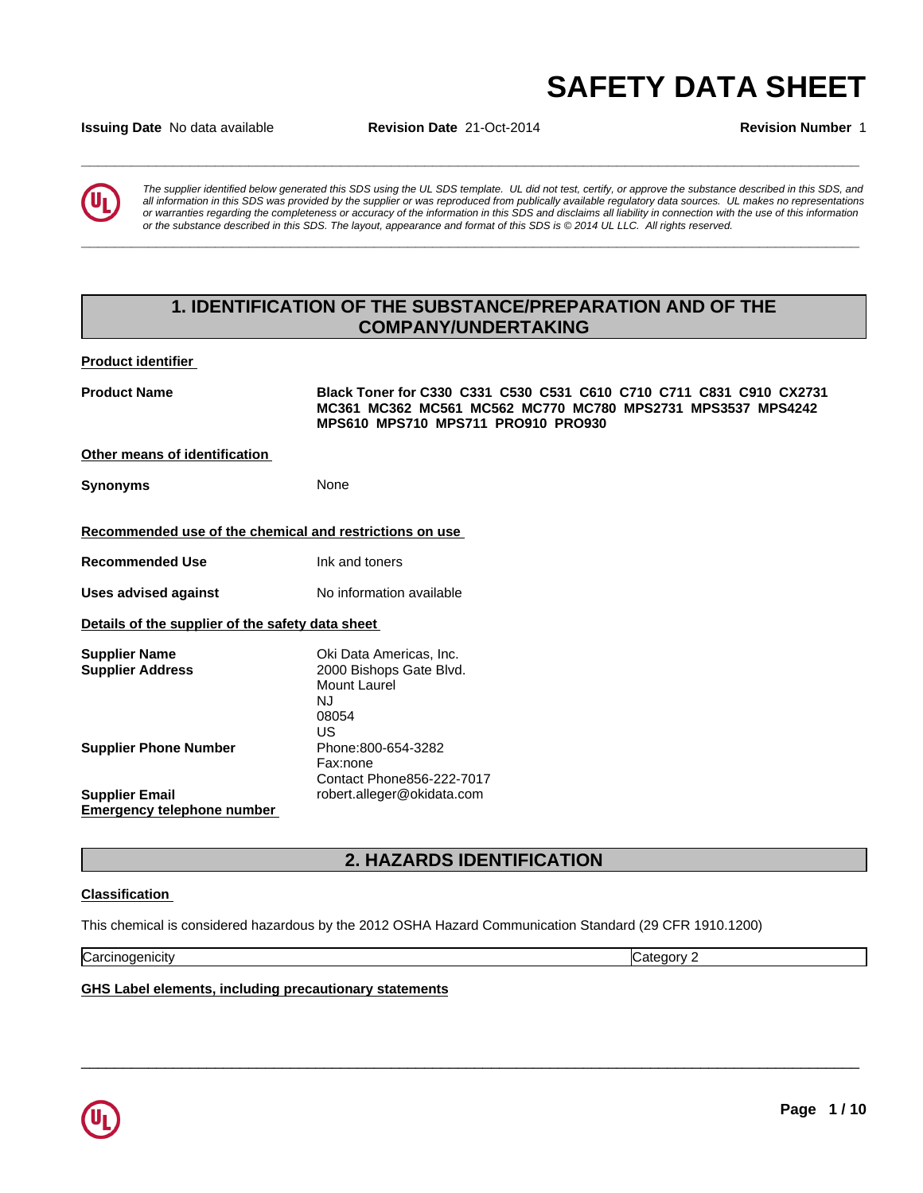# SAFETY DATA SHEET

**Issuing Date** No data available **Revision Date** 21-Oct-2014 **Revision Number** 1

*The supplier identified below generated this SDS using the UL SDS template. UL did not test, certify, or approve the substance described in this SDS, and all information in this SDS was provided by the supplier or was reproduced from publically available regulatory data sources. UL makes no representations or warranties regarding the completeness or accuracy of the information in this SDS and disclaims all liability in connection with the use of this information or the substance described in this SDS. The layout, appearance and format of this SDS is © 2014 UL LLC. All rights reserved.*

## 1. IDENTIFICATION OF THE SUBSTANCE/PREPARATION AND OF THE COMPANY/UNDERTAKING

**Product identifier**

**Product Name** **Black Toner for C330 C331 C530 C531 C610 C710 C711 C831 C910 CX2731 MC361 MC362 MC561 MC562 MC770 MC780 MPS2731 MPS3537 MPS4242 MPS610 MPS710 MPS711 PRO910 PRO930**

**Other means of identification**

**Synonyms** None

**Recommended use of the chemical and restrictions on use**

**Recommended Use** Ink and toners

**Uses advised against** No information available

**Details of the supplier of the safety data sheet**

**Supplier Name** Oki Data Americas, Inc.
**Supplier Address** 2000 Bishops Gate Blvd.
Mount Laurel
NJ
08054
US

**Supplier Phone Number** Phone:800-654-3282
Fax:none
Contact Phone856-222-7017

**Supplier Email** robert.alleger@okidata.com

**Emergency telephone number**

## 2. HAZARDS IDENTIFICATION

**Classification**

This chemical is considered hazardous by the 2012 OSHA Hazard Communication Standard (29 CFR 1910.1200)

| Carcinogenicity | Category 2 |
|---|---|

**GHS Label elements, including precautionary statements**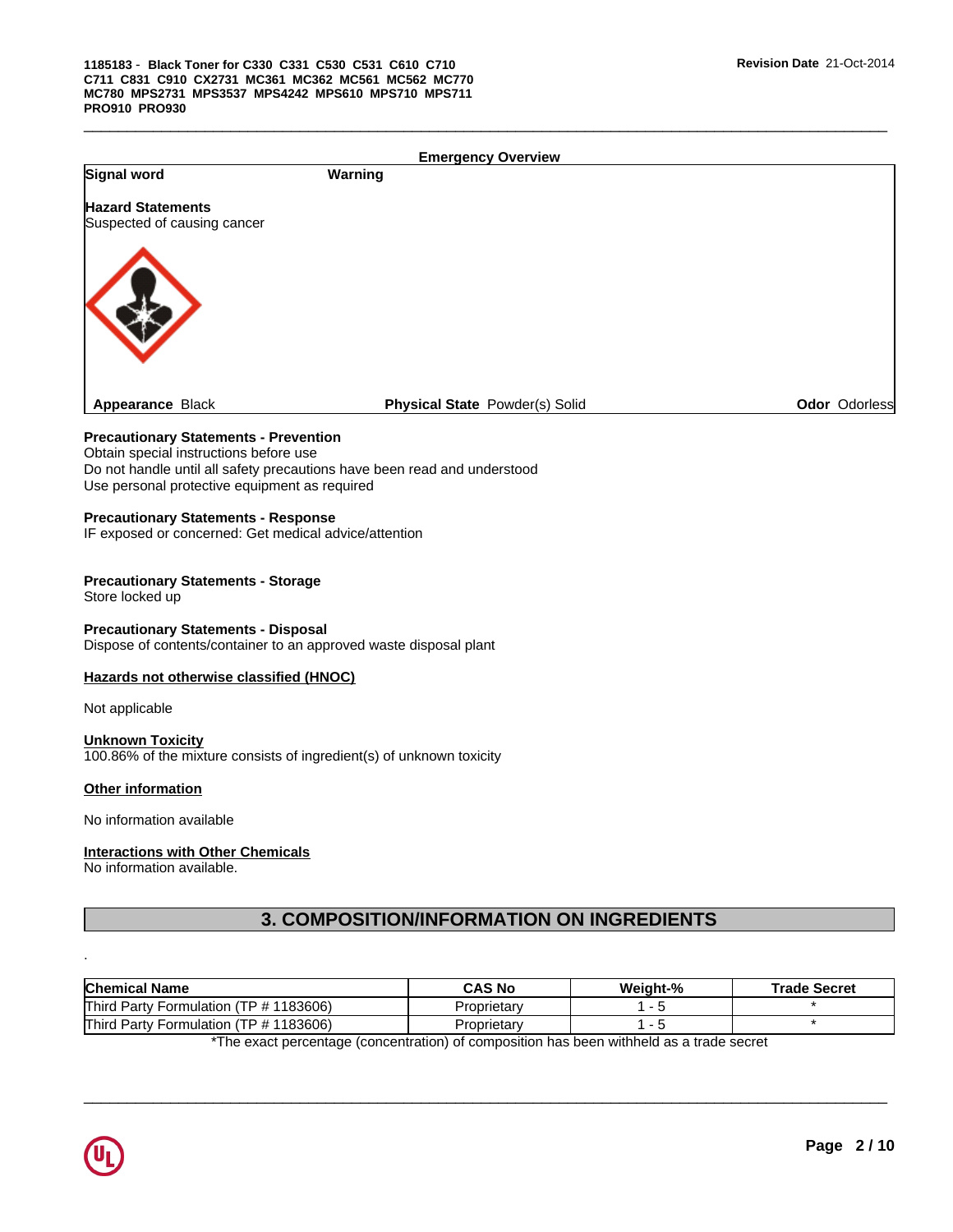**Emergency Overview**

| | |
|---|---|
| **Signal word** | **Warning** |

**Hazard Statements**
Suspected of causing cancer

**Appearance** Black | **Physical State** Powder(s) Solid | **Odor** Odorless

**Precautionary Statements - Prevention**
Obtain special instructions before use
Do not handle until all safety precautions have been read and understood
Use personal protective equipment as required

**Precautionary Statements - Response**
IF exposed or concerned: Get medical advice/attention

**Precautionary Statements - Storage**
Store locked up

**Precautionary Statements - Disposal**
Dispose of contents/container to an approved waste disposal plant

**Hazards not otherwise classified (HNOC)**

Not applicable

**Unknown Toxicity**
100.86% of the mixture consists of ingredient(s) of unknown toxicity

**Other information**

No information available

**Interactions with Other Chemicals**
No information available.

## 3. COMPOSITION/INFORMATION ON INGREDIENTS

.

| Chemical Name | CAS No | Weight-% | Trade Secret |
|---|---|---|---|
| Third Party Formulation (TP # 1183606) | Proprietary | 1 - 5 | * |
| Third Party Formulation (TP # 1183606) | Proprietary | 1 - 5 | * |

*The exact percentage (concentration) of composition has been withheld as a trade secret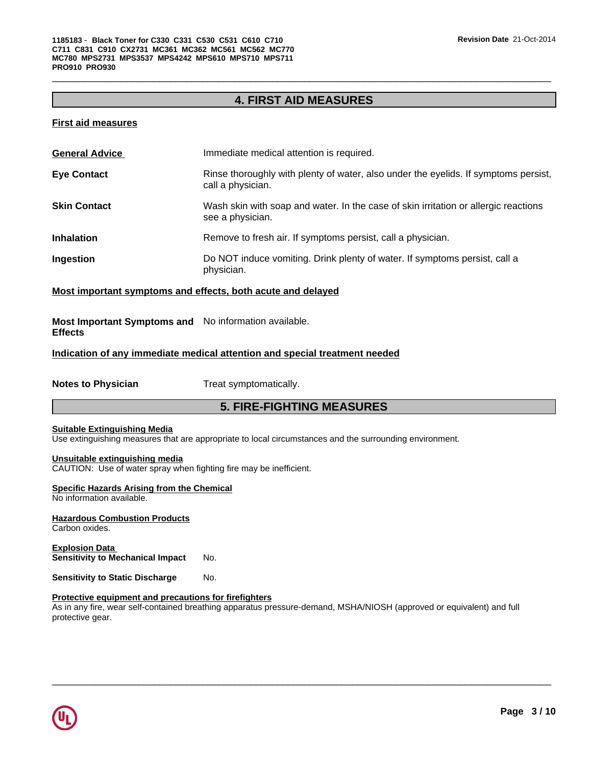## 4. FIRST AID MEASURES

### First aid measures

**General Advice** Immediate medical attention is required.

**Eye Contact** Rinse thoroughly with plenty of water, also under the eyelids. If symptoms persist, call a physician.

**Skin Contact** Wash skin with soap and water. In the case of skin irritation or allergic reactions see a physician.

**Inhalation** Remove to fresh air. If symptoms persist, call a physician.

**Ingestion** Do NOT induce vomiting. Drink plenty of water. If symptoms persist, call a physician.

### Most important symptoms and effects, both acute and delayed

**Most Important Symptoms and Effects** No information available.

### Indication of any immediate medical attention and special treatment needed

**Notes to Physician** Treat symptomatically.

## 5. FIRE-FIGHTING MEASURES

**Suitable Extinguishing Media**
Use extinguishing measures that are appropriate to local circumstances and the surrounding environment.

**Unsuitable extinguishing media**
CAUTION: Use of water spray when fighting fire may be inefficient.

**Specific Hazards Arising from the Chemical**
No information available.

**Hazardous Combustion Products**
Carbon oxides.

**Explosion Data**
**Sensitivity to Mechanical Impact** No.

**Sensitivity to Static Discharge** No.

**Protective equipment and precautions for firefighters**
As in any fire, wear self-contained breathing apparatus pressure-demand, MSHA/NIOSH (approved or equivalent) and full protective gear.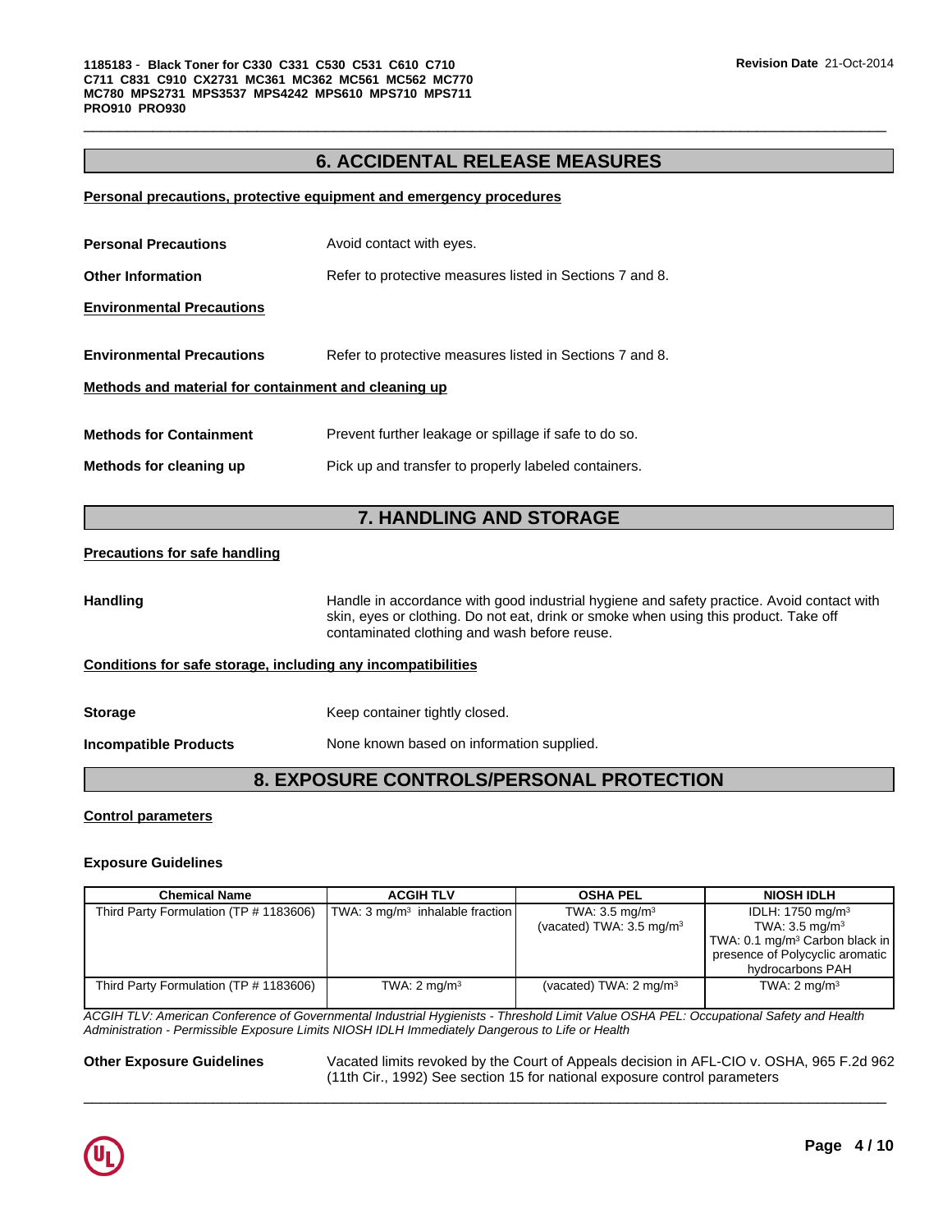## 6. ACCIDENTAL RELEASE MEASURES

**Personal precautions, protective equipment and emergency procedures**

**Personal Precautions** Avoid contact with eyes.

**Other Information** Refer to protective measures listed in Sections 7 and 8.

**Environmental Precautions**

**Environmental Precautions** Refer to protective measures listed in Sections 7 and 8.

**Methods and material for containment and cleaning up**

**Methods for Containment** Prevent further leakage or spillage if safe to do so.

**Methods for cleaning up** Pick up and transfer to properly labeled containers.

## 7. HANDLING AND STORAGE

**Precautions for safe handling**

**Handling** Handle in accordance with good industrial hygiene and safety practice. Avoid contact with skin, eyes or clothing. Do not eat, drink or smoke when using this product. Take off contaminated clothing and wash before reuse.

**Conditions for safe storage, including any incompatibilities**

**Storage** Keep container tightly closed.

**Incompatible Products** None known based on information supplied.

## 8. EXPOSURE CONTROLS/PERSONAL PROTECTION

**Control parameters**

**Exposure Guidelines**

| Chemical Name | ACGIH TLV | OSHA PEL | NIOSH IDLH |
|---|---|---|---|
| Third Party Formulation (TP # 1183606) | TWA: 3 mg/m³ inhalable fraction | TWA: 3.5 mg/m³<br>(vacated) TWA: 3.5 mg/m³ | IDLH: 1750 mg/m³<br>TWA: 3.5 mg/m³<br>TWA: 0.1 mg/m³ Carbon black in presence of Polycyclic aromatic hydrocarbons PAH |
| Third Party Formulation (TP # 1183606) | TWA: 2 mg/m³ | (vacated) TWA: 2 mg/m³ | TWA: 2 mg/m³ |

*ACGIH TLV: American Conference of Governmental Industrial Hygienists - Threshold Limit Value OSHA PEL: Occupational Safety and Health Administration - Permissible Exposure Limits NIOSH IDLH Immediately Dangerous to Life or Health*

**Other Exposure Guidelines** Vacated limits revoked by the Court of Appeals decision in AFL-CIO v. OSHA, 965 F.2d 962 (11th Cir., 1992) See section 15 for national exposure control parameters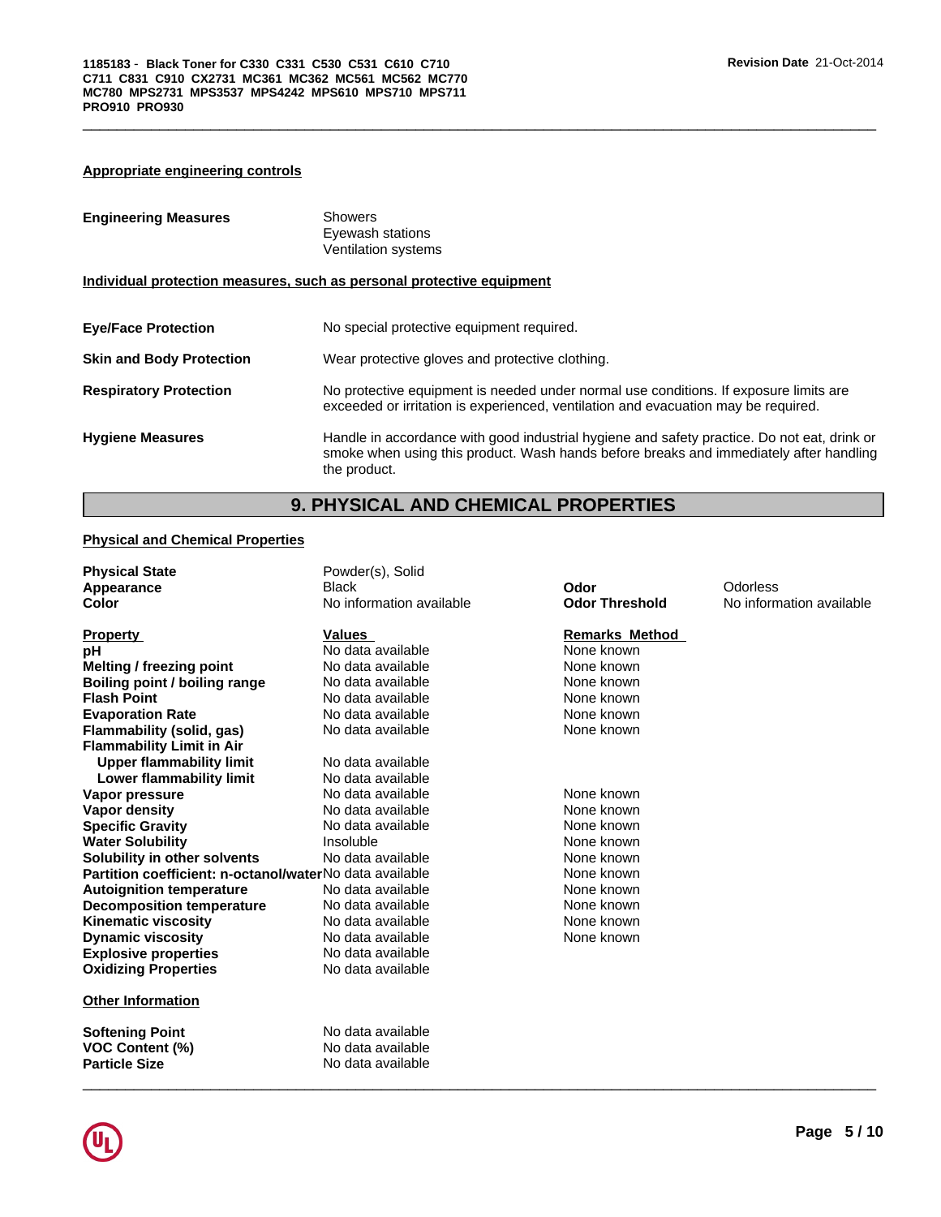### Appropriate engineering controls

| | |
|---|---|
| **Engineering Measures** | Showers<br>Eyewash stations<br>Ventilation systems |

### Individual protection measures, such as personal protective equipment

| | |
|---|---|
| **Eye/Face Protection** | No special protective equipment required. |
| **Skin and Body Protection** | Wear protective gloves and protective clothing. |
| **Respiratory Protection** | No protective equipment is needed under normal use conditions. If exposure limits are exceeded or irritation is experienced, ventilation and evacuation may be required. |
| **Hygiene Measures** | Handle in accordance with good industrial hygiene and safety practice. Do not eat, drink or smoke when using this product. Wash hands before breaks and immediately after handling the product. |

## 9. PHYSICAL AND CHEMICAL PROPERTIES

### Physical and Chemical Properties

| | | | |
|---|---|---|---|
| **Physical State** | Powder(s), Solid | | |
| **Appearance** | Black | **Odor** | Odorless |
| **Color** | No information available | **Odor Threshold** | No information available |

| Property | Values | Remarks Method |
|---|---|---|
| **pH** | No data available | None known |
| **Melting / freezing point** | No data available | None known |
| **Boiling point / boiling range** | No data available | None known |
| **Flash Point** | No data available | None known |
| **Evaporation Rate** | No data available | None known |
| **Flammability (solid, gas)** | No data available | None known |
| **Flammability Limit in Air** | | |
| **Upper flammability limit** | No data available | |
| **Lower flammability limit** | No data available | |
| **Vapor pressure** | No data available | None known |
| **Vapor density** | No data available | None known |
| **Specific Gravity** | No data available | None known |
| **Water Solubility** | Insoluble | None known |
| **Solubility in other solvents** | No data available | None known |
| **Partition coefficient: n-octanol/water** | No data available | None known |
| **Autoignition temperature** | No data available | None known |
| **Decomposition temperature** | No data available | None known |
| **Kinematic viscosity** | No data available | None known |
| **Dynamic viscosity** | No data available | None known |
| **Explosive properties** | No data available | |
| **Oxidizing Properties** | No data available | |

### Other Information

| | |
|---|---|
| **Softening Point** | No data available |
| **VOC Content (%)** | No data available |
| **Particle Size** | No data available |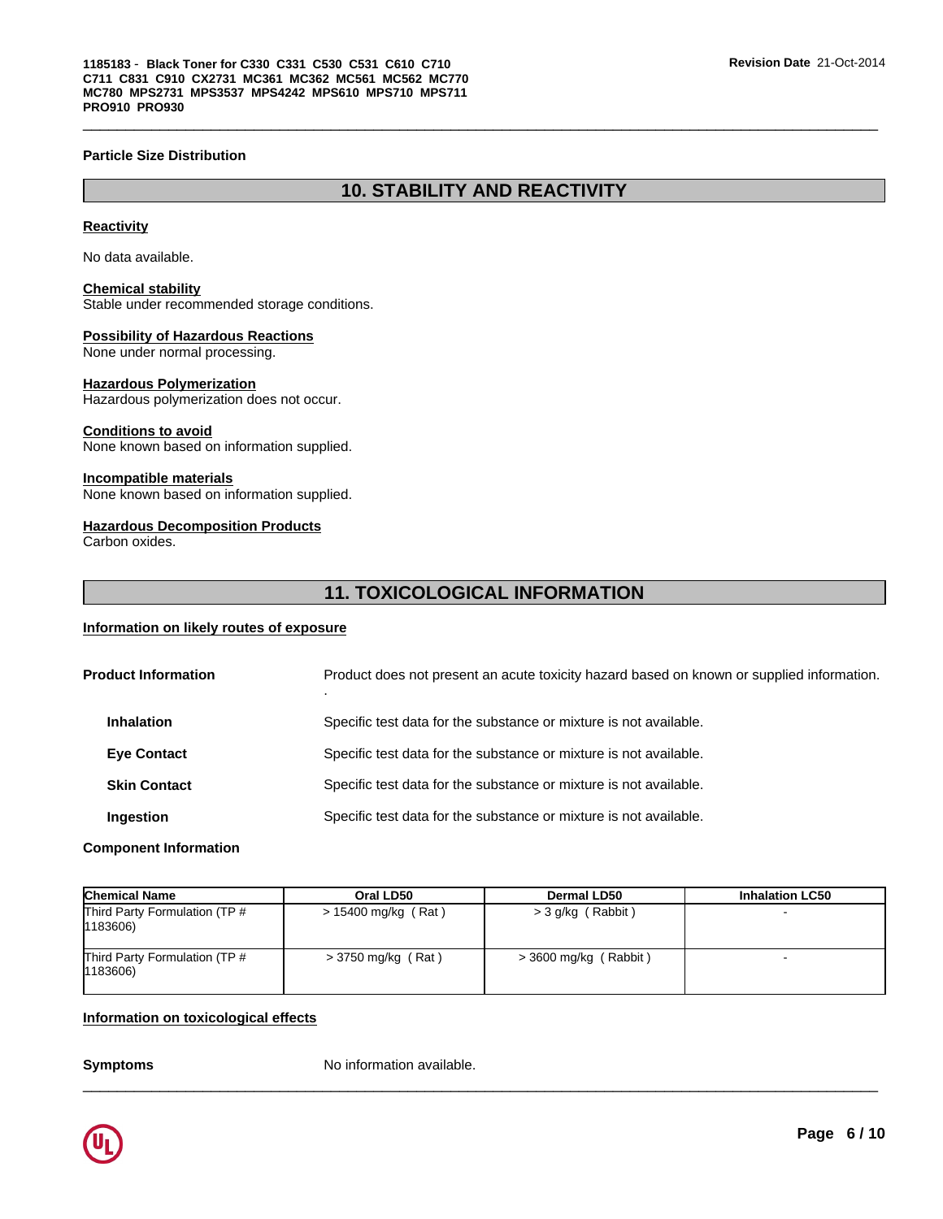**Particle Size Distribution**

## 10. STABILITY AND REACTIVITY

**Reactivity**

No data available.

**Chemical stability**
Stable under recommended storage conditions.

**Possibility of Hazardous Reactions**
None under normal processing.

**Hazardous Polymerization**
Hazardous polymerization does not occur.

**Conditions to avoid**
None known based on information supplied.

**Incompatible materials**
None known based on information supplied.

**Hazardous Decomposition Products**
Carbon oxides.

## 11. TOXICOLOGICAL INFORMATION

**Information on likely routes of exposure**

**Product Information** Product does not present an acute toxicity hazard based on known or supplied information.
.

**Inhalation** Specific test data for the substance or mixture is not available.

**Eye Contact** Specific test data for the substance or mixture is not available.

**Skin Contact** Specific test data for the substance or mixture is not available.

**Ingestion** Specific test data for the substance or mixture is not available.

**Component Information**

| Chemical Name | Oral LD50 | Dermal LD50 | Inhalation LC50 |
|---|---|---|---|
| Third Party Formulation (TP # 1183606) | > 15400 mg/kg ( Rat ) | > 3 g/kg ( Rabbit ) | - |
| Third Party Formulation (TP # 1183606) | > 3750 mg/kg ( Rat ) | > 3600 mg/kg ( Rabbit ) | - |

**Information on toxicological effects**

**Symptoms** No information available.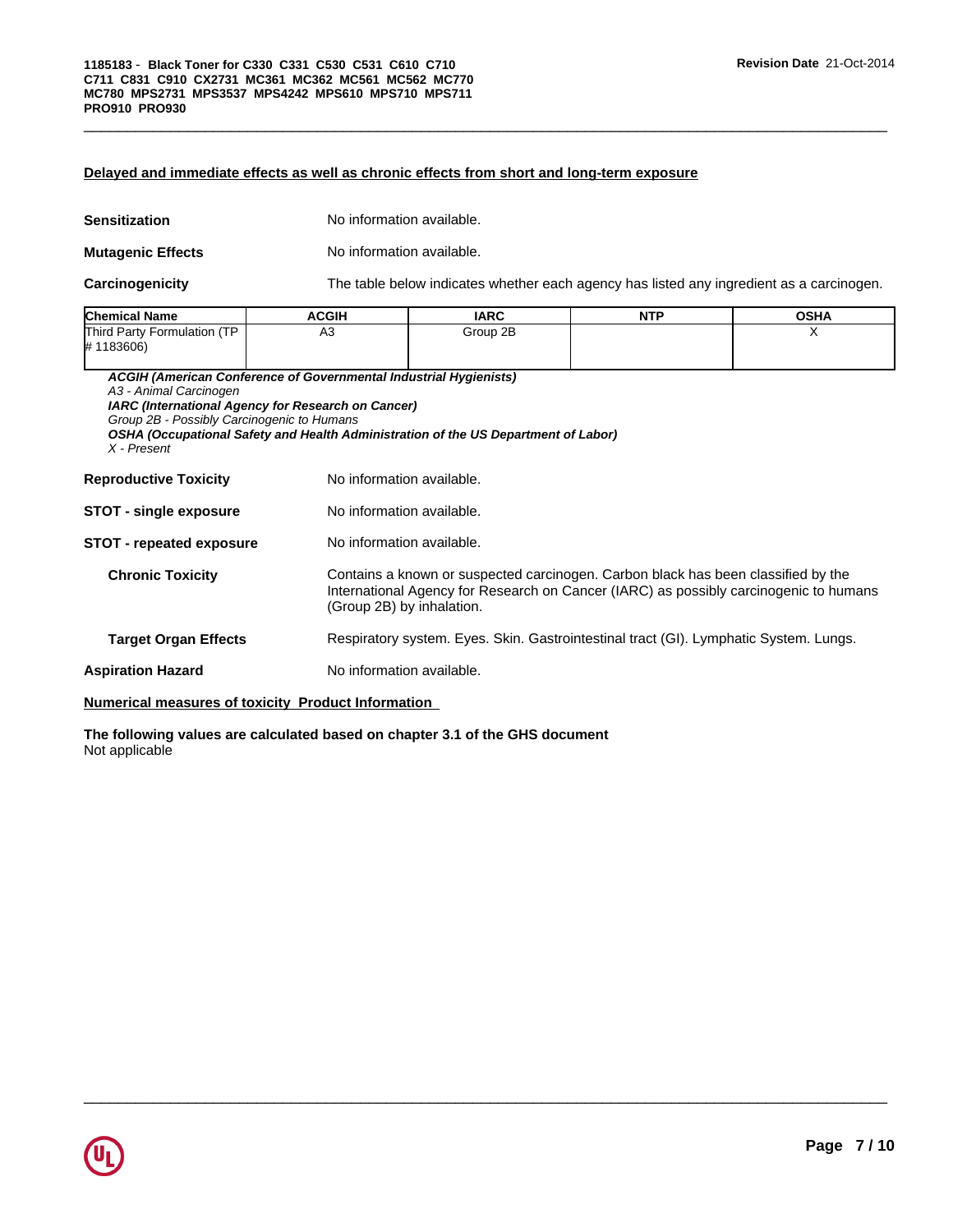### Delayed and immediate effects as well as chronic effects from short and long-term exposure

**Sensitization** No information available.

**Mutagenic Effects** No information available.

**Carcinogenicity** The table below indicates whether each agency has listed any ingredient as a carcinogen.

| Chemical Name | ACGIH | IARC | NTP | OSHA |
|---|---|---|---|---|
| Third Party Formulation (TP # 1183606) | A3 | Group 2B | | X |

***ACGIH (American Conference of Governmental Industrial Hygienists)***
*A3 - Animal Carcinogen*
***IARC (International Agency for Research on Cancer)***
*Group 2B - Possibly Carcinogenic to Humans*
***OSHA (Occupational Safety and Health Administration of the US Department of Labor)***
*X - Present*

**Reproductive Toxicity** No information available.

**STOT - single exposure** No information available.

**STOT - repeated exposure** No information available.

**Chronic Toxicity** Contains a known or suspected carcinogen. Carbon black has been classified by the International Agency for Research on Cancer (IARC) as possibly carcinogenic to humans (Group 2B) by inhalation.

**Target Organ Effects** Respiratory system. Eyes. Skin. Gastrointestinal tract (GI). Lymphatic System. Lungs.

**Aspiration Hazard** No information available.

### Numerical measures of toxicity Product Information

**The following values are calculated based on chapter 3.1 of the GHS document**
Not applicable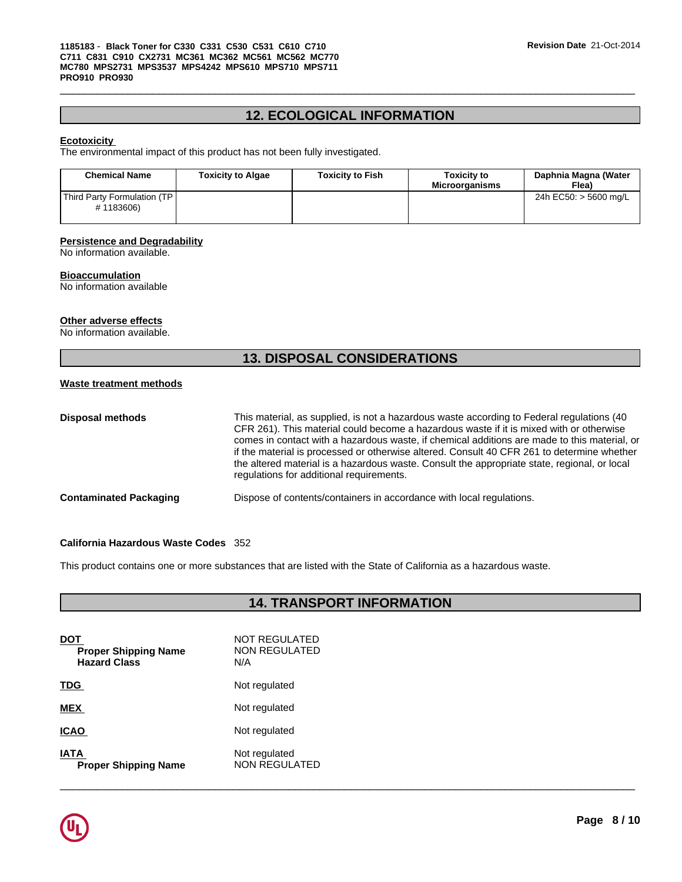## 12. ECOLOGICAL INFORMATION

**Ecotoxicity**

The environmental impact of this product has not been fully investigated.

| Chemical Name | Toxicity to Algae | Toxicity to Fish | Toxicity to Microorganisms | Daphnia Magna (Water Flea) |
|---|---|---|---|---|
| Third Party Formulation (TP # 1183606) | | | | 24h EC50: > 5600 mg/L |

**Persistence and Degradability**

No information available.

**Bioaccumulation**

No information available

**Other adverse effects**

No information available.

## 13. DISPOSAL CONSIDERATIONS

**Waste treatment methods**

**Disposal methods** This material, as supplied, is not a hazardous waste according to Federal regulations (40 CFR 261). This material could become a hazardous waste if it is mixed with or otherwise comes in contact with a hazardous waste, if chemical additions are made to this material, or if the material is processed or otherwise altered. Consult 40 CFR 261 to determine whether the altered material is a hazardous waste. Consult the appropriate state, regional, or local regulations for additional requirements.

**Contaminated Packaging** Dispose of contents/containers in accordance with local regulations.

**California Hazardous Waste Codes** 352

This product contains one or more substances that are listed with the State of California as a hazardous waste.

## 14. TRANSPORT INFORMATION

**DOT** NOT REGULATED
**Proper Shipping Name** NON REGULATED
**Hazard Class** N/A

**TDG** Not regulated

**MEX** Not regulated

**ICAO** Not regulated

**IATA** Not regulated
**Proper Shipping Name** NON REGULATED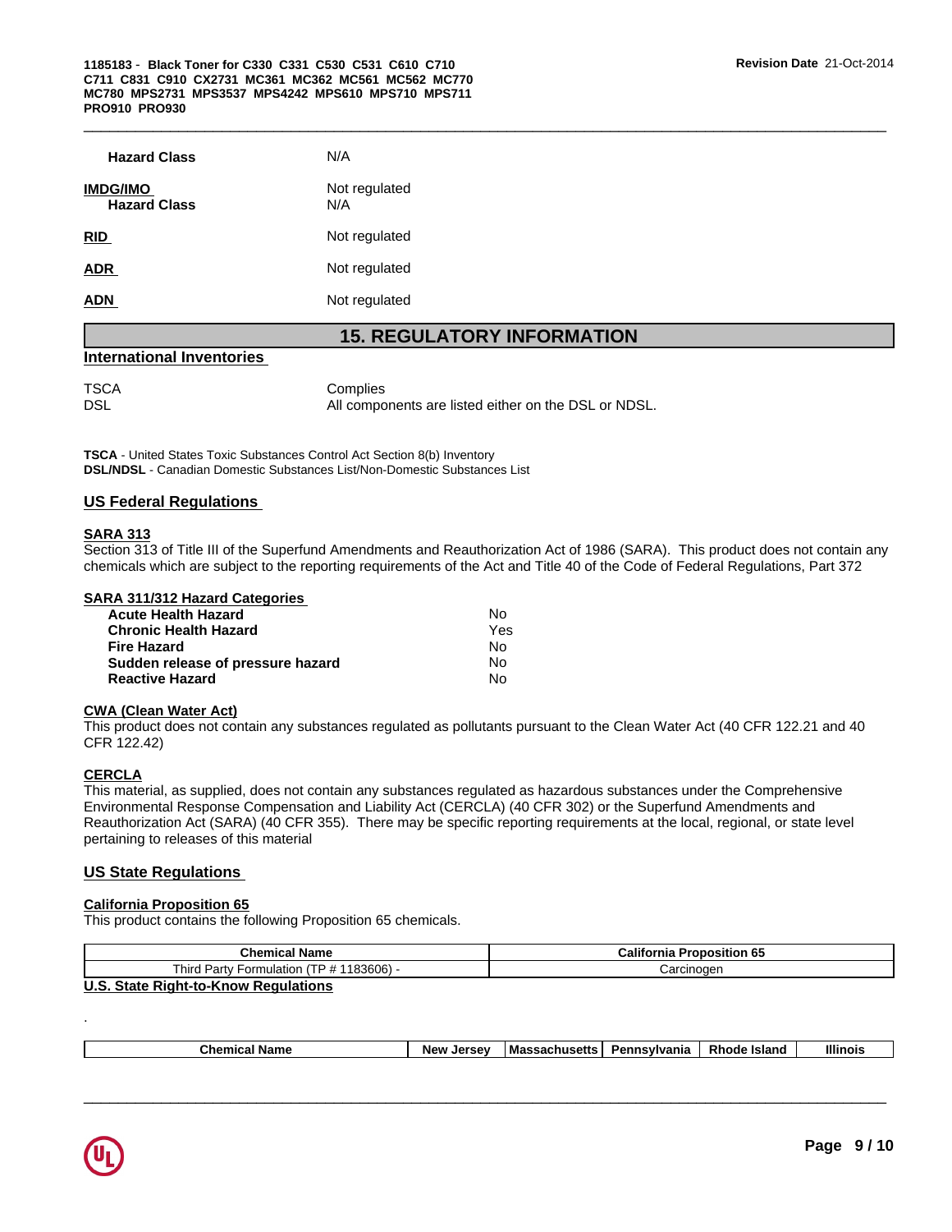| | |
|---|---|
| **Hazard Class** | N/A |

**IMDG/IMO** Not regulated

**Hazard Class** N/A

**RID** Not regulated

**ADR** Not regulated

**ADN** Not regulated

## 15. REGULATORY INFORMATION

### International Inventories

| | |
|---|---|
| TSCA | Complies |
| DSL | All components are listed either on the DSL or NDSL. |

**TSCA** - United States Toxic Substances Control Act Section 8(b) Inventory
**DSL/NDSL** - Canadian Domestic Substances List/Non-Domestic Substances List

### US Federal Regulations

**SARA 313**
Section 313 of Title III of the Superfund Amendments and Reauthorization Act of 1986 (SARA). This product does not contain any chemicals which are subject to the reporting requirements of the Act and Title 40 of the Code of Federal Regulations, Part 372

**SARA 311/312 Hazard Categories**

| | |
|---|---|
| **Acute Health Hazard** | No |
| **Chronic Health Hazard** | Yes |
| **Fire Hazard** | No |
| **Sudden release of pressure hazard** | No |
| **Reactive Hazard** | No |

**CWA (Clean Water Act)**
This product does not contain any substances regulated as pollutants pursuant to the Clean Water Act (40 CFR 122.21 and 40 CFR 122.42)

**CERCLA**
This material, as supplied, does not contain any substances regulated as hazardous substances under the Comprehensive Environmental Response Compensation and Liability Act (CERCLA) (40 CFR 302) or the Superfund Amendments and Reauthorization Act (SARA) (40 CFR 355). There may be specific reporting requirements at the local, regional, or state level pertaining to releases of this material

### US State Regulations

**California Proposition 65**
This product contains the following Proposition 65 chemicals.

| Chemical Name | California Proposition 65 |
|---|---|
| Third Party Formulation (TP # 1183606) - | Carcinogen |

**U.S. State Right-to-Know Regulations**

.

| Chemical Name | New Jersey | Massachusetts | Pennsylvania | Rhode Island | Illinois |
|---|---|---|---|---|---|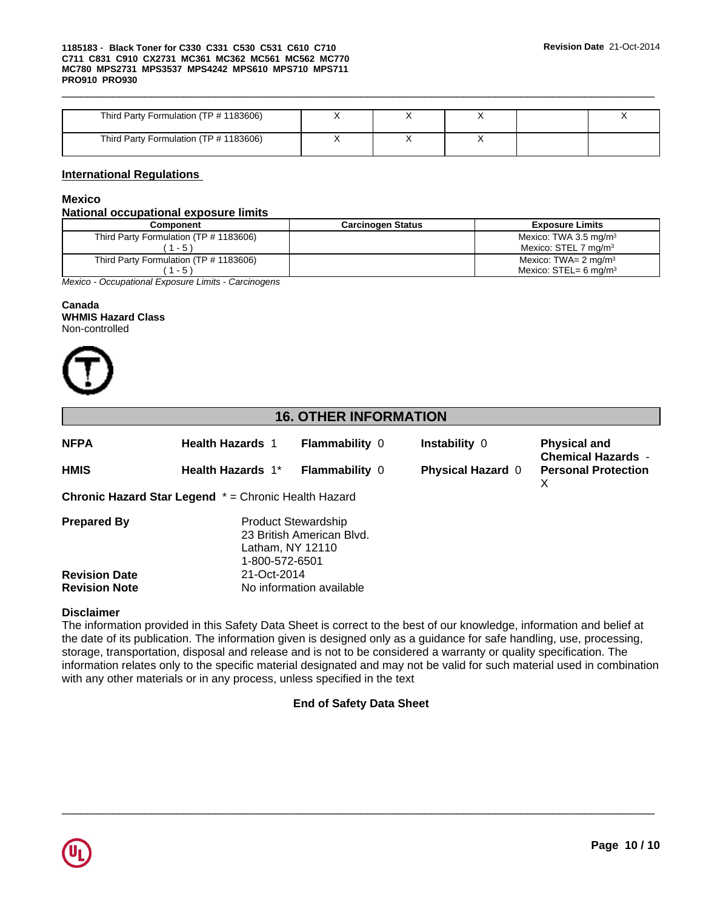| | | | | | |
|---|---|---|---|---|---|
| Third Party Formulation (TP # 1183606) | X | X | X | | X |
| Third Party Formulation (TP # 1183606) | X | X | X | | |

## International Regulations

### Mexico

**National occupational exposure limits**

| Component | Carcinogen Status | Exposure Limits |
|---|---|---|
| Third Party Formulation (TP # 1183606) ( 1 - 5 ) | | Mexico: TWA 3.5 mg/m³ Mexico: STEL 7 mg/m³ |
| Third Party Formulation (TP # 1183606) ( 1 - 5 ) | | Mexico: TWA= 2 mg/m³ Mexico: STEL= 6 mg/m³ |

*Mexico - Occupational Exposure Limits - Carcinogens*

### Canada

**WHMIS Hazard Class**

Non-controlled

## 16. OTHER INFORMATION

| | | | | |
|---|---|---|---|---|
| **NFPA** | **Health Hazards** 1 | **Flammability** 0 | **Instability** 0 | **Physical and Chemical Hazards** - |
| **HMIS** | **Health Hazards** 1* | **Flammability** 0 | **Physical Hazard** 0 | **Personal Protection** X |

**Chronic Hazard Star Legend** * = Chronic Health Hazard

**Prepared By**
Product Stewardship
23 British American Blvd.
Latham, NY 12110
1-800-572-6501

**Revision Date** 21-Oct-2014

**Revision Note** No information available

**Disclaimer**

The information provided in this Safety Data Sheet is correct to the best of our knowledge, information and belief at the date of its publication. The information given is designed only as a guidance for safe handling, use, processing, storage, transportation, disposal and release and is not to be considered a warranty or quality specification. The information relates only to the specific material designated and may not be valid for such material used in combination with any other materials or in any process, unless specified in the text

**End of Safety Data Sheet**